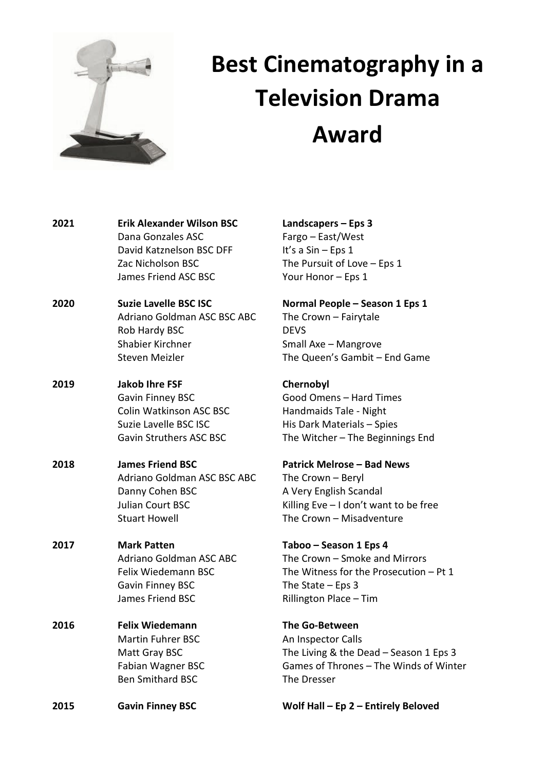# Best Cinematography in a Television Drama Award

| Year | Cinematographer | Production |
| --- | --- | --- |
| **2021** | **Erik Alexander Wilson BSC** | **Landscapers – Eps 3** |
| | Dana Gonzales ASC | Fargo – East/West |
| | David Katznelson BSC DFF | It's a Sin – Eps 1 |
| | Zac Nicholson BSC | The Pursuit of Love – Eps 1 |
| | James Friend ASC BSC | Your Honor – Eps 1 |
| **2020** | **Suzie Lavelle BSC ISC** | **Normal People – Season 1 Eps 1** |
| | Adriano Goldman ASC BSC ABC | The Crown – Fairytale |
| | Rob Hardy BSC | DEVS |
| | Shabier Kirchner | Small Axe – Mangrove |
| | Steven Meizler | The Queen's Gambit – End Game |
| **2019** | **Jakob Ihre FSF** | **Chernobyl** |
| | Gavin Finney BSC | Good Omens – Hard Times |
| | Colin Watkinson ASC BSC | Handmaids Tale - Night |
| | Suzie Lavelle BSC ISC | His Dark Materials – Spies |
| | Gavin Struthers ASC BSC | The Witcher – The Beginnings End |
| **2018** | **James Friend BSC** | **Patrick Melrose – Bad News** |
| | Adriano Goldman ASC BSC ABC | The Crown – Beryl |
| | Danny Cohen BSC | A Very English Scandal |
| | Julian Court BSC | Killing Eve – I don't want to be free |
| | Stuart Howell | The Crown – Misadventure |
| **2017** | **Mark Patten** | **Taboo – Season 1 Eps 4** |
| | Adriano Goldman ASC ABC | The Crown – Smoke and Mirrors |
| | Felix Wiedemann BSC | The Witness for the Prosecution – Pt 1 |
| | Gavin Finney BSC | The State – Eps 3 |
| | James Friend BSC | Rillington Place – Tim |
| **2016** | **Felix Wiedemann** | **The Go-Between** |
| | Martin Fuhrer BSC | An Inspector Calls |
| | Matt Gray BSC | The Living & the Dead – Season 1 Eps 3 |
| | Fabian Wagner BSC | Games of Thrones – The Winds of Winter |
| | Ben Smithard BSC | The Dresser |
| **2015** | **Gavin Finney BSC** | **Wolf Hall – Ep 2 – Entirely Beloved** |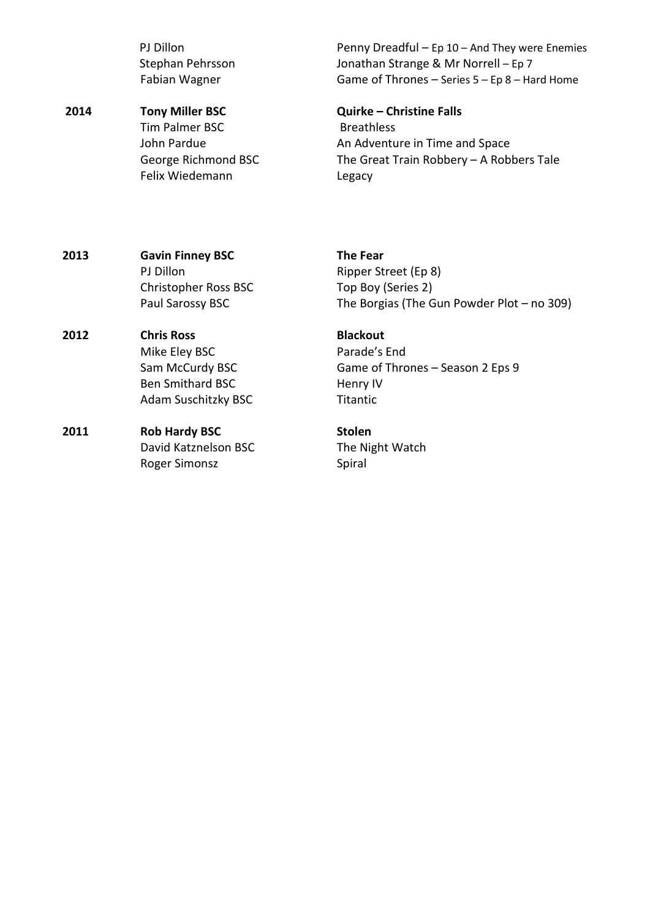| | | |
|---|---|---|
| | PJ Dillon | Penny Dreadful – Ep 10 – And They were Enemies |
| | Stephan Pehrsson | Jonathan Strange & Mr Norrell – Ep 7 |
| | Fabian Wagner | Game of Thrones – Series 5 – Ep 8 – Hard Home |
| **2014** | **Tony Miller BSC** | **Quirke – Christine Falls** |
| | Tim Palmer BSC | Breathless |
| | John Pardue | An Adventure in Time and Space |
| | George Richmond BSC | The Great Train Robbery – A Robbers Tale |
| | Felix Wiedemann | Legacy |
| **2013** | **Gavin Finney BSC** | **The Fear** |
| | PJ Dillon | Ripper Street (Ep 8) |
| | Christopher Ross BSC | Top Boy (Series 2) |
| | Paul Sarossy BSC | The Borgias (The Gun Powder Plot – no 309) |
| **2012** | **Chris Ross** | **Blackout** |
| | Mike Eley BSC | Parade's End |
| | Sam McCurdy BSC | Game of Thrones – Season 2 Eps 9 |
| | Ben Smithard BSC | Henry IV |
| | Adam Suschitzky BSC | Titantic |
| **2011** | **Rob Hardy BSC** | **Stolen** |
| | David Katznelson BSC | The Night Watch |
| | Roger Simonsz | Spiral |